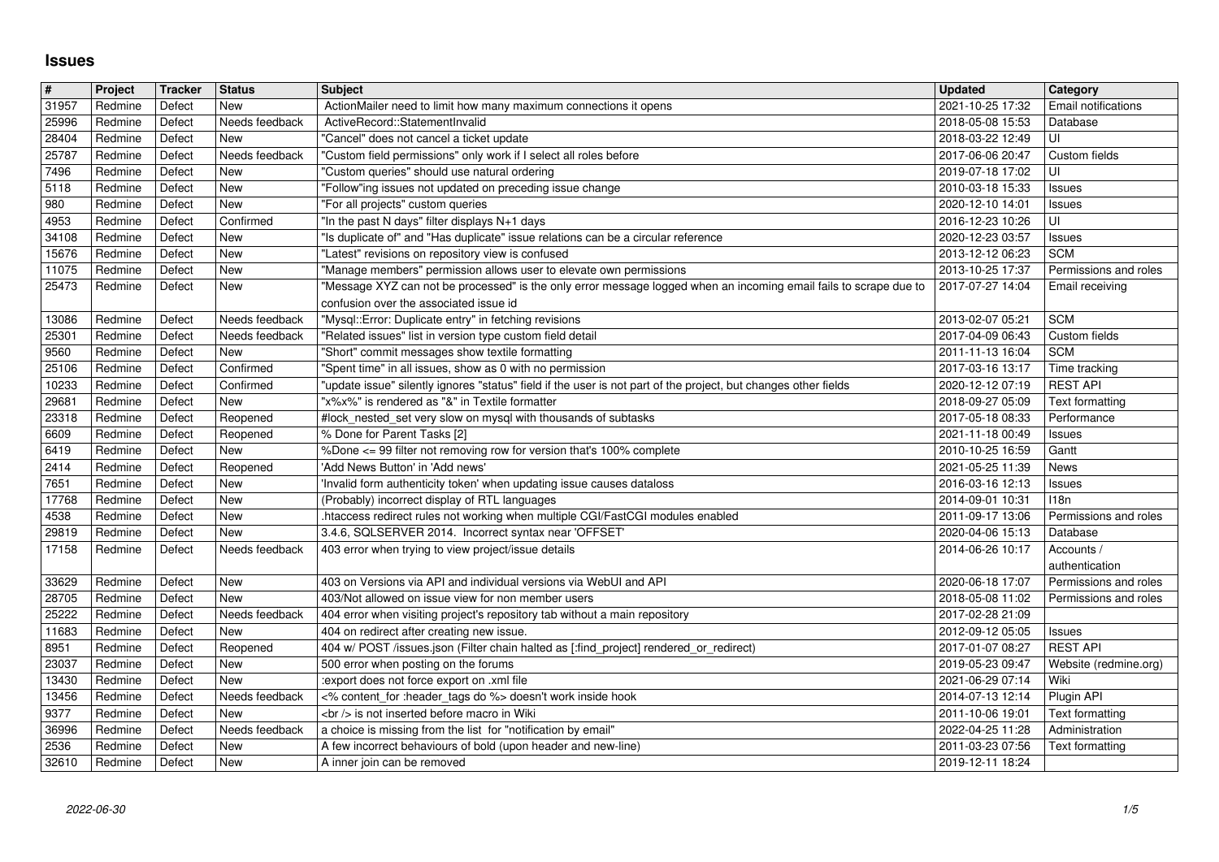# Issues

| # | Project | Tracker | Status | Subject | Updated | Category |
|---|---|---|---|---|---|---|
| 31957 | Redmine | Defect | New | ActionMailer need to limit how many maximum connections it opens | 2021-10-25 17:32 | Email notifications |
| 25996 | Redmine | Defect | Needs feedback | ActiveRecord::StatementInvalid | 2018-05-08 15:53 | Database |
| 28404 | Redmine | Defect | New | "Cancel" does not cancel a ticket update | 2018-03-22 12:49 | UI |
| 25787 | Redmine | Defect | Needs feedback | "Custom field permissions" only work if I select all roles before | 2017-06-06 20:47 | Custom fields |
| 7496 | Redmine | Defect | New | "Custom queries" should use natural ordering | 2019-07-18 17:02 | UI |
| 5118 | Redmine | Defect | New | "Follow"ing issues not updated on preceding issue change | 2010-03-18 15:33 | Issues |
| 980 | Redmine | Defect | New | "For all projects" custom queries | 2020-12-10 14:01 | Issues |
| 4953 | Redmine | Defect | Confirmed | "In the past N days" filter displays N+1 days | 2016-12-23 10:26 | UI |
| 34108 | Redmine | Defect | New | "Is duplicate of" and "Has duplicate" issue relations can be a circular reference | 2020-12-23 03:57 | Issues |
| 15676 | Redmine | Defect | New | "Latest" revisions on repository view is confused | 2013-12-12 06:23 | SCM |
| 11075 | Redmine | Defect | New | "Manage members" permission allows user to elevate own permissions | 2013-10-25 17:37 | Permissions and roles |
| 25473 | Redmine | Defect | New | "Message XYZ can not be processed" is the only error message logged when an incoming email fails to scrape due to confusion over the associated issue id | 2017-07-27 14:04 | Email receiving |
| 13086 | Redmine | Defect | Needs feedback | "Mysql::Error: Duplicate entry" in fetching revisions | 2013-02-07 05:21 | SCM |
| 25301 | Redmine | Defect | Needs feedback | "Related issues" list in version type custom field detail | 2017-04-09 06:43 | Custom fields |
| 9560 | Redmine | Defect | New | "Short" commit messages show textile formatting | 2011-11-13 16:04 | SCM |
| 25106 | Redmine | Defect | Confirmed | "Spent time" in all issues, show as 0 with no permission | 2017-03-16 13:17 | Time tracking |
| 10233 | Redmine | Defect | Confirmed | "update issue" silently ignores "status" field if the user is not part of the project, but changes other fields | 2020-12-12 07:19 | REST API |
| 29681 | Redmine | Defect | New | "x%x%" is rendered as "&" in Textile formatter | 2018-09-27 05:09 | Text formatting |
| 23318 | Redmine | Defect | Reopened | #lock_nested_set very slow on mysql with thousands of subtasks | 2017-05-18 08:33 | Performance |
| 6609 | Redmine | Defect | Reopened | % Done for Parent Tasks [2] | 2021-11-18 00:49 | Issues |
| 6419 | Redmine | Defect | New | %Done <= 99 filter not removing row for version that's 100% complete | 2010-10-25 16:59 | Gantt |
| 2414 | Redmine | Defect | Reopened | 'Add News Button' in 'Add news' | 2021-05-25 11:39 | News |
| 7651 | Redmine | Defect | New | 'Invalid form authenticity token' when updating issue causes dataloss | 2016-03-16 12:13 | Issues |
| 17768 | Redmine | Defect | New | (Probably) incorrect display of RTL languages | 2014-09-01 10:31 | I18n |
| 4538 | Redmine | Defect | New | .htaccess redirect rules not working when multiple CGI/FastCGI modules enabled | 2011-09-17 13:06 | Permissions and roles |
| 29819 | Redmine | Defect | New | 3.4.6, SQLSERVER 2014. Incorrect syntax near 'OFFSET' | 2020-04-06 15:13 | Database |
| 17158 | Redmine | Defect | Needs feedback | 403 error when trying to view project/issue details | 2014-06-26 10:17 | Accounts / authentication |
| 33629 | Redmine | Defect | New | 403 on Versions via API and individual versions via WebUI and API | 2020-06-18 17:07 | Permissions and roles |
| 28705 | Redmine | Defect | New | 403/Not allowed on issue view for non member users | 2018-05-08 11:02 | Permissions and roles |
| 25222 | Redmine | Defect | Needs feedback | 404 error when visiting project's repository tab without a main repository | 2017-02-28 21:09 | |
| 11683 | Redmine | Defect | New | 404 on redirect after creating new issue. | 2012-09-12 05:05 | Issues |
| 8951 | Redmine | Defect | Reopened | 404 w/ POST /issues.json (Filter chain halted as [:find_project] rendered_or_redirect) | 2017-01-07 08:27 | REST API |
| 23037 | Redmine | Defect | New | 500 error when posting on the forums | 2019-05-23 09:47 | Website (redmine.org) |
| 13430 | Redmine | Defect | New | :export does not force export on .xml file | 2021-06-29 07:14 | Wiki |
| 13456 | Redmine | Defect | Needs feedback | <% content_for :header_tags do %> doesn't work inside hook | 2014-07-13 12:14 | Plugin API |
| 9377 | Redmine | Defect | New | <br /> is not inserted before macro in Wiki | 2011-10-06 19:01 | Text formatting |
| 36996 | Redmine | Defect | Needs feedback | a choice is missing from the list for "notification by email" | 2022-04-25 11:28 | Administration |
| 2536 | Redmine | Defect | New | A few incorrect behaviours of bold (upon header and new-line) | 2011-03-23 07:56 | Text formatting |
| 32610 | Redmine | Defect | New | A inner join can be removed | 2019-12-11 18:24 | |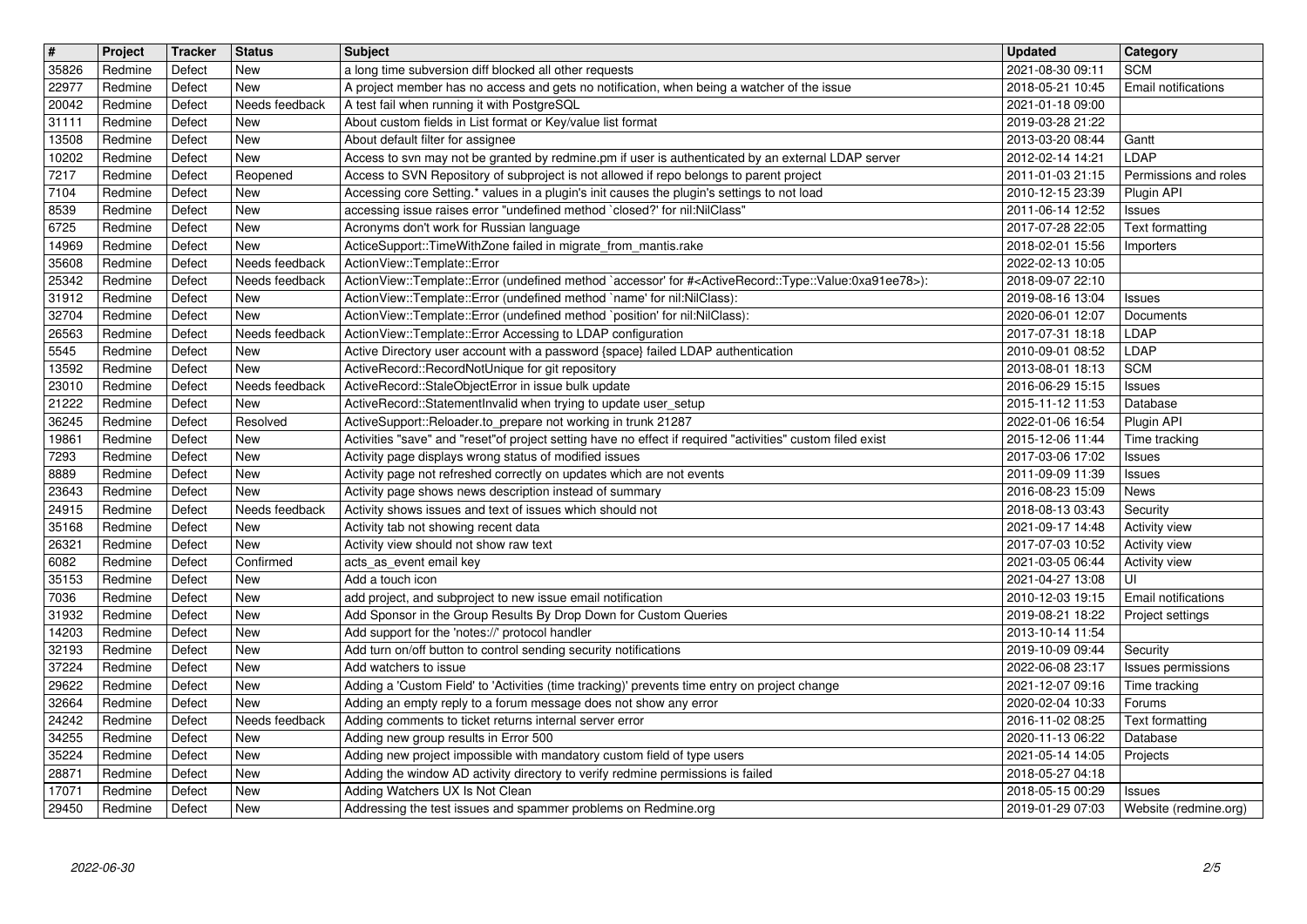| # | Project | Tracker | Status | Subject | Updated | Category |
|---|---|---|---|---|---|---|
| 35826 | Redmine | Defect | New | a long time subversion diff blocked all other requests | 2021-08-30 09:11 | SCM |
| 22977 | Redmine | Defect | New | A project member has no access and gets no notification, when being a watcher of the issue | 2018-05-21 10:45 | Email notifications |
| 20042 | Redmine | Defect | Needs feedback | A test fail when running it with PostgreSQL | 2021-01-18 09:00 | |
| 31111 | Redmine | Defect | New | About custom fields in List format or Key/value list format | 2019-03-28 21:22 | |
| 13508 | Redmine | Defect | New | About default filter for assignee | 2013-03-20 08:44 | Gantt |
| 10202 | Redmine | Defect | New | Access to svn may not be granted by redmine.pm if user is authenticated by an external LDAP server | 2012-02-14 14:21 | LDAP |
| 7217 | Redmine | Defect | Reopened | Access to SVN Repository of subproject is not allowed if repo belongs to parent project | 2011-01-03 21:15 | Permissions and roles |
| 7104 | Redmine | Defect | New | Accessing core Setting.* values in a plugin's init causes the plugin's settings to not load | 2010-12-15 23:39 | Plugin API |
| 8539 | Redmine | Defect | New | accessing issue raises error "undefined method `closed?' for nil:NilClass" | 2011-06-14 12:52 | Issues |
| 6725 | Redmine | Defect | New | Acronyms don't work for Russian language | 2017-07-28 22:05 | Text formatting |
| 14969 | Redmine | Defect | New | ActiceSupport::TimeWithZone failed in migrate_from_mantis.rake | 2018-02-01 15:56 | Importers |
| 35608 | Redmine | Defect | Needs feedback | ActionView::Template::Error | 2022-02-13 10:05 | |
| 25342 | Redmine | Defect | Needs feedback | ActionView::Template::Error (undefined method `accessor' for #<ActiveRecord::Type::Value:0xa91ee78>): | 2018-09-07 22:10 | |
| 31912 | Redmine | Defect | New | ActionView::Template::Error (undefined method `name' for nil:NilClass): | 2019-08-16 13:04 | Issues |
| 32704 | Redmine | Defect | New | ActionView::Template::Error (undefined method `position' for nil:NilClass): | 2020-06-01 12:07 | Documents |
| 26563 | Redmine | Defect | Needs feedback | ActionView::Template::Error Accessing to LDAP configuration | 2017-07-31 18:18 | LDAP |
| 5545 | Redmine | Defect | New | Active Directory user account with a password {space} failed LDAP authentication | 2010-09-01 08:52 | LDAP |
| 13592 | Redmine | Defect | New | ActiveRecord::RecordNotUnique for git repository | 2013-08-01 18:13 | SCM |
| 23010 | Redmine | Defect | Needs feedback | ActiveRecord::StaleObjectError in issue bulk update | 2016-06-29 15:15 | Issues |
| 21222 | Redmine | Defect | New | ActiveRecord::StatementInvalid when trying to update user_setup | 2015-11-12 11:53 | Database |
| 36245 | Redmine | Defect | Resolved | ActiveSupport::Reloader.to_prepare not working in trunk 21287 | 2022-01-06 16:54 | Plugin API |
| 19861 | Redmine | Defect | New | Activities "save" and "reset"of project setting have no effect if required "activities" custom filed exist | 2015-12-06 11:44 | Time tracking |
| 7293 | Redmine | Defect | New | Activity page displays wrong status of modified issues | 2017-03-06 17:02 | Issues |
| 8889 | Redmine | Defect | New | Activity page not refreshed correctly on updates which are not events | 2011-09-09 11:39 | Issues |
| 23643 | Redmine | Defect | New | Activity page shows news description instead of summary | 2016-08-23 15:09 | News |
| 24915 | Redmine | Defect | Needs feedback | Activity shows issues and text of issues which should not | 2018-08-13 03:43 | Security |
| 35168 | Redmine | Defect | New | Activity tab not showing recent data | 2021-09-17 14:48 | Activity view |
| 26321 | Redmine | Defect | New | Activity view should not show raw text | 2017-07-03 10:52 | Activity view |
| 6082 | Redmine | Defect | Confirmed | acts_as_event email key | 2021-03-05 06:44 | Activity view |
| 35153 | Redmine | Defect | New | Add a touch icon | 2021-04-27 13:08 | UI |
| 7036 | Redmine | Defect | New | add project, and subproject to new issue email notification | 2010-12-03 19:15 | Email notifications |
| 31932 | Redmine | Defect | New | Add Sponsor in the Group Results By Drop Down for Custom Queries | 2019-08-21 18:22 | Project settings |
| 14203 | Redmine | Defect | New | Add support for the 'notes://' protocol handler | 2013-10-14 11:54 | |
| 32193 | Redmine | Defect | New | Add turn on/off button to control sending security notifications | 2019-10-09 09:44 | Security |
| 37224 | Redmine | Defect | New | Add watchers to issue | 2022-06-08 23:17 | Issues permissions |
| 29622 | Redmine | Defect | New | Adding a 'Custom Field' to 'Activities (time tracking)' prevents time entry on project change | 2021-12-07 09:16 | Time tracking |
| 32664 | Redmine | Defect | New | Adding an empty reply to a forum message does not show any error | 2020-02-04 10:33 | Forums |
| 24242 | Redmine | Defect | Needs feedback | Adding comments to ticket returns internal server error | 2016-11-02 08:25 | Text formatting |
| 34255 | Redmine | Defect | New | Adding new group results in Error 500 | 2020-11-13 06:22 | Database |
| 35224 | Redmine | Defect | New | Adding new project impossible with mandatory custom field of type users | 2021-05-14 14:05 | Projects |
| 28871 | Redmine | Defect | New | Adding the window AD activity directory to verify redmine permissions is failed | 2018-05-27 04:18 | |
| 17071 | Redmine | Defect | New | Adding Watchers UX Is Not Clean | 2018-05-15 00:29 | Issues |
| 29450 | Redmine | Defect | New | Addressing the test issues and spammer problems on Redmine.org | 2019-01-29 07:03 | Website (redmine.org) |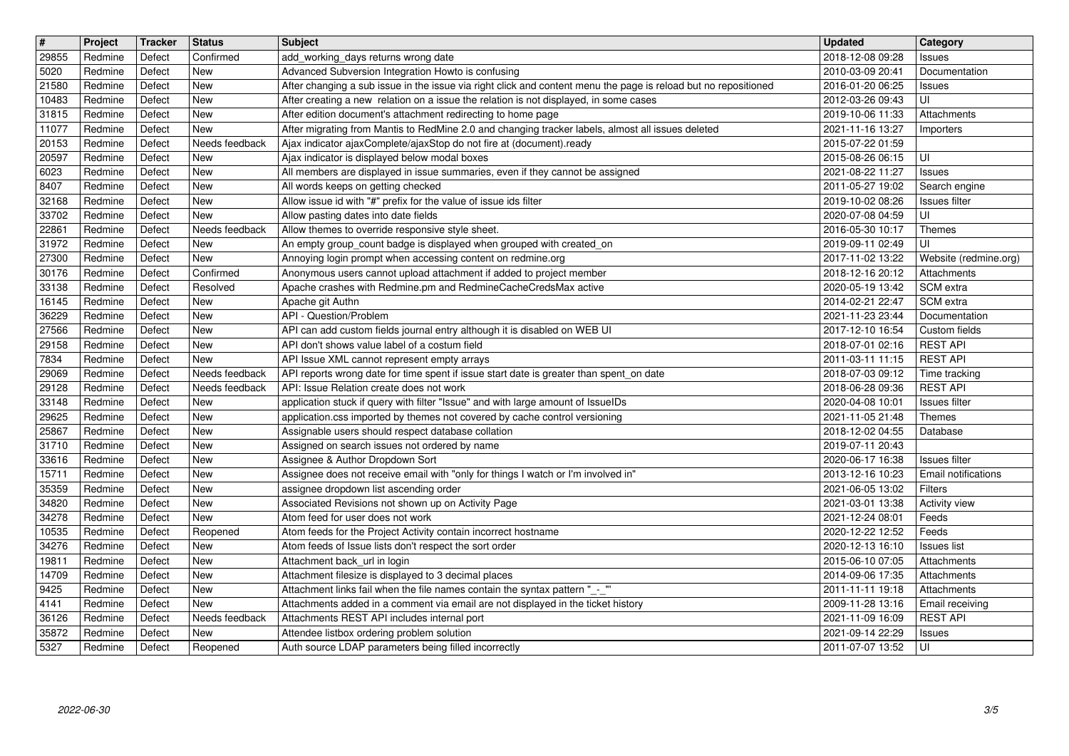| # | Project | Tracker | Status | Subject | Updated | Category |
|---|---|---|---|---|---|---|
| 29855 | Redmine | Defect | Confirmed | add_working_days returns wrong date | 2018-12-08 09:28 | Issues |
| 5020 | Redmine | Defect | New | Advanced Subversion Integration Howto is confusing | 2010-03-09 20:41 | Documentation |
| 21580 | Redmine | Defect | New | After changing a sub issue in the issue via right click and content menu the page is reload but no repositioned | 2016-01-20 06:25 | Issues |
| 10483 | Redmine | Defect | New | After creating a new relation on a issue the relation is not displayed, in some cases | 2012-03-26 09:43 | UI |
| 31815 | Redmine | Defect | New | After edition document's attachment redirecting to home page | 2019-10-06 11:33 | Attachments |
| 11077 | Redmine | Defect | New | After migrating from Mantis to RedMine 2.0 and changing tracker labels, almost all issues deleted | 2021-11-16 13:27 | Importers |
| 20153 | Redmine | Defect | Needs feedback | Ajax indicator ajaxComplete/ajaxStop do not fire at (document).ready | 2015-07-22 01:59 | |
| 20597 | Redmine | Defect | New | Ajax indicator is displayed below modal boxes | 2015-08-26 06:15 | UI |
| 6023 | Redmine | Defect | New | All members are displayed in issue summaries, even if they cannot be assigned | 2021-08-22 11:27 | Issues |
| 8407 | Redmine | Defect | New | All words keeps on getting checked | 2011-05-27 19:02 | Search engine |
| 32168 | Redmine | Defect | New | Allow issue id with "#" prefix for the value of issue ids filter | 2019-10-02 08:26 | Issues filter |
| 33702 | Redmine | Defect | New | Allow pasting dates into date fields | 2020-07-08 04:59 | UI |
| 22861 | Redmine | Defect | Needs feedback | Allow themes to override responsive style sheet. | 2016-05-30 10:17 | Themes |
| 31972 | Redmine | Defect | New | An empty group_count badge is displayed when grouped with created_on | 2019-09-11 02:49 | UI |
| 27300 | Redmine | Defect | New | Annoying login prompt when accessing content on redmine.org | 2017-11-02 13:22 | Website (redmine.org) |
| 30176 | Redmine | Defect | Confirmed | Anonymous users cannot upload attachment if added to project member | 2018-12-16 20:12 | Attachments |
| 33138 | Redmine | Defect | Resolved | Apache crashes with Redmine.pm and RedmineCacheCredsMax active | 2020-05-19 13:42 | SCM extra |
| 16145 | Redmine | Defect | New | Apache git Authn | 2014-02-21 22:47 | SCM extra |
| 36229 | Redmine | Defect | New | API - Question/Problem | 2021-11-23 23:44 | Documentation |
| 27566 | Redmine | Defect | New | API can add custom fields journal entry although it is disabled on WEB UI | 2017-12-10 16:54 | Custom fields |
| 29158 | Redmine | Defect | New | API don't shows value label of a costum field | 2018-07-01 02:16 | REST API |
| 7834 | Redmine | Defect | New | API Issue XML cannot represent empty arrays | 2011-03-11 11:15 | REST API |
| 29069 | Redmine | Defect | Needs feedback | API reports wrong date for time spent if issue start date is greater than spent_on date | 2018-07-03 09:12 | Time tracking |
| 29128 | Redmine | Defect | Needs feedback | API: Issue Relation create does not work | 2018-06-28 09:36 | REST API |
| 33148 | Redmine | Defect | New | application stuck if query with filter "Issue" and with large amount of IssueIDs | 2020-04-08 10:01 | Issues filter |
| 29625 | Redmine | Defect | New | application.css imported by themes not covered by cache control versioning | 2021-11-05 21:48 | Themes |
| 25867 | Redmine | Defect | New | Assignable users should respect database collation | 2018-12-02 04:55 | Database |
| 31710 | Redmine | Defect | New | Assigned on search issues not ordered by name | 2019-07-11 20:43 | |
| 33616 | Redmine | Defect | New | Assignee & Author Dropdown Sort | 2020-06-17 16:38 | Issues filter |
| 15711 | Redmine | Defect | New | Assignee does not receive email with "only for things I watch or I'm involved in" | 2013-12-16 10:23 | Email notifications |
| 35359 | Redmine | Defect | New | assignee dropdown list ascending order | 2021-06-05 13:02 | Filters |
| 34820 | Redmine | Defect | New | Associated Revisions not shown up on Activity Page | 2021-03-01 13:38 | Activity view |
| 34278 | Redmine | Defect | New | Atom feed for user does not work | 2021-12-24 08:01 | Feeds |
| 10535 | Redmine | Defect | Reopened | Atom feeds for the Project Activity contain incorrect hostname | 2020-12-22 12:52 | Feeds |
| 34276 | Redmine | Defect | New | Atom feeds of Issue lists don't respect the sort order | 2020-12-13 16:10 | Issues list |
| 19811 | Redmine | Defect | New | Attachment back_url in login | 2015-06-10 07:05 | Attachments |
| 14709 | Redmine | Defect | New | Attachment filesize is displayed to 3 decimal places | 2014-09-06 17:35 | Attachments |
| 9425 | Redmine | Defect | New | Attachment links fail when the file names contain the syntax pattern "_-_" | 2011-11-11 19:18 | Attachments |
| 4141 | Redmine | Defect | New | Attachments added in a comment via email are not displayed in the ticket history | 2009-11-28 13:16 | Email receiving |
| 36126 | Redmine | Defect | Needs feedback | Attachments REST API includes internal port | 2021-11-09 16:09 | REST API |
| 35872 | Redmine | Defect | New | Attendee listbox ordering problem solution | 2021-09-14 22:29 | Issues |
| 5327 | Redmine | Defect | Reopened | Auth source LDAP parameters being filled incorrectly | 2011-07-07 13:52 | UI |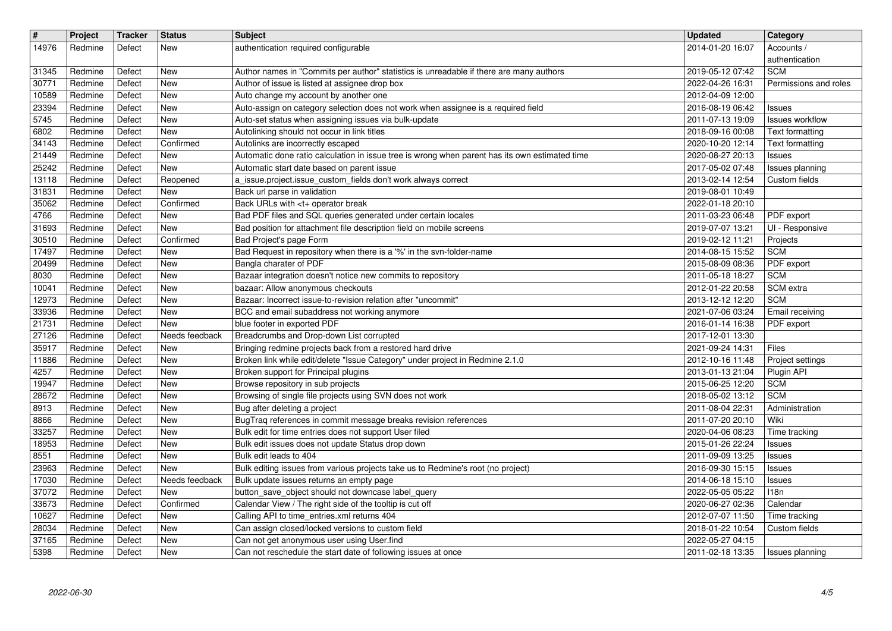| # | Project | Tracker | Status | Subject | Updated | Category |
|---|---|---|---|---|---|---|
| 14976 | Redmine | Defect | New | authentication required configurable | 2014-01-20 16:07 | Accounts / authentication |
| 31345 | Redmine | Defect | New | Author names in "Commits per author" statistics is unreadable if there are many authors | 2019-05-12 07:42 | SCM |
| 30771 | Redmine | Defect | New | Author of issue is listed at assignee drop box | 2022-04-26 16:31 | Permissions and roles |
| 10589 | Redmine | Defect | New | Auto change my account by another one | 2012-04-09 12:00 | |
| 23394 | Redmine | Defect | New | Auto-assign on category selection does not work when assignee is a required field | 2016-08-19 06:42 | Issues |
| 5745 | Redmine | Defect | New | Auto-set status when assigning issues via bulk-update | 2011-07-13 19:09 | Issues workflow |
| 6802 | Redmine | Defect | New | Autolinking should not occur in link titles | 2018-09-16 00:08 | Text formatting |
| 34143 | Redmine | Defect | Confirmed | Autolinks are incorrectly escaped | 2020-10-20 12:14 | Text formatting |
| 21449 | Redmine | Defect | New | Automatic done ratio calculation in issue tree is wrong when parent has its own estimated time | 2020-08-27 20:13 | Issues |
| 25242 | Redmine | Defect | New | Automatic start date based on parent issue | 2017-05-02 07:48 | Issues planning |
| 13118 | Redmine | Defect | Reopened | a_issue.project.issue_custom_fields don't work always correct | 2013-02-14 12:54 | Custom fields |
| 31831 | Redmine | Defect | New | Back url parse in validation | 2019-08-01 10:49 | |
| 35062 | Redmine | Defect | Confirmed | Back URLs with <t+ operator break | 2022-01-18 20:10 | |
| 4766 | Redmine | Defect | New | Bad PDF files and SQL queries generated under certain locales | 2011-03-23 06:48 | PDF export |
| 31693 | Redmine | Defect | New | Bad position for attachment file description field on mobile screens | 2019-07-07 13:21 | UI - Responsive |
| 30510 | Redmine | Defect | Confirmed | Bad Project's page Form | 2019-02-12 11:21 | Projects |
| 17497 | Redmine | Defect | New | Bad Request in repository when there is a '%' in the svn-folder-name | 2014-08-15 15:52 | SCM |
| 20499 | Redmine | Defect | New | Bangla charater of PDF | 2015-08-09 08:36 | PDF export |
| 8030 | Redmine | Defect | New | Bazaar integration doesn't notice new commits to repository | 2011-05-18 18:27 | SCM |
| 10041 | Redmine | Defect | New | bazaar: Allow anonymous checkouts | 2012-01-22 20:58 | SCM extra |
| 12973 | Redmine | Defect | New | Bazaar: Incorrect issue-to-revision relation after "uncommit" | 2013-12-12 12:20 | SCM |
| 33936 | Redmine | Defect | New | BCC and email subaddress not working anymore | 2021-07-06 03:24 | Email receiving |
| 21731 | Redmine | Defect | New | blue footer in exported PDF | 2016-01-14 16:38 | PDF export |
| 27126 | Redmine | Defect | Needs feedback | Breadcrumbs and Drop-down List corrupted | 2017-12-01 13:30 | |
| 35917 | Redmine | Defect | New | Bringing redmine projects back from a restored hard drive | 2021-09-24 14:31 | Files |
| 11886 | Redmine | Defect | New | Broken link while edit/delete "Issue Category" under project in Redmine 2.1.0 | 2012-10-16 11:48 | Project settings |
| 4257 | Redmine | Defect | New | Broken support for Principal plugins | 2013-01-13 21:04 | Plugin API |
| 19947 | Redmine | Defect | New | Browse repository in sub projects | 2015-06-25 12:20 | SCM |
| 28672 | Redmine | Defect | New | Browsing of single file projects using SVN does not work | 2018-05-02 13:12 | SCM |
| 8913 | Redmine | Defect | New | Bug after deleting a project | 2011-08-04 22:31 | Administration |
| 8866 | Redmine | Defect | New | BugTraq references in commit message breaks revision references | 2011-07-20 20:10 | Wiki |
| 33257 | Redmine | Defect | New | Bulk edit for time entries does not support User filed | 2020-04-06 08:23 | Time tracking |
| 18953 | Redmine | Defect | New | Bulk edit issues does not update Status drop down | 2015-01-26 22:24 | Issues |
| 8551 | Redmine | Defect | New | Bulk edit leads to 404 | 2011-09-09 13:25 | Issues |
| 23963 | Redmine | Defect | New | Bulk editing issues from various projects take us to Redmine's root (no project) | 2016-09-30 15:15 | Issues |
| 17030 | Redmine | Defect | Needs feedback | Bulk update issues returns an empty page | 2014-06-18 15:10 | Issues |
| 37072 | Redmine | Defect | New | button_save_object should not downcase label_query | 2022-05-05 05:22 | I18n |
| 33673 | Redmine | Defect | Confirmed | Calendar View / The right side of the tooltip is cut off | 2020-06-27 02:36 | Calendar |
| 10627 | Redmine | Defect | New | Calling API to time_entries.xml returns 404 | 2012-07-07 11:50 | Time tracking |
| 28034 | Redmine | Defect | New | Can assign closed/locked versions to custom field | 2018-01-22 10:54 | Custom fields |
| 37165 | Redmine | Defect | New | Can not get anonymous user using User.find | 2022-05-27 04:15 | |
| 5398 | Redmine | Defect | New | Can not reschedule the start date of following issues at once | 2011-02-18 13:35 | Issues planning |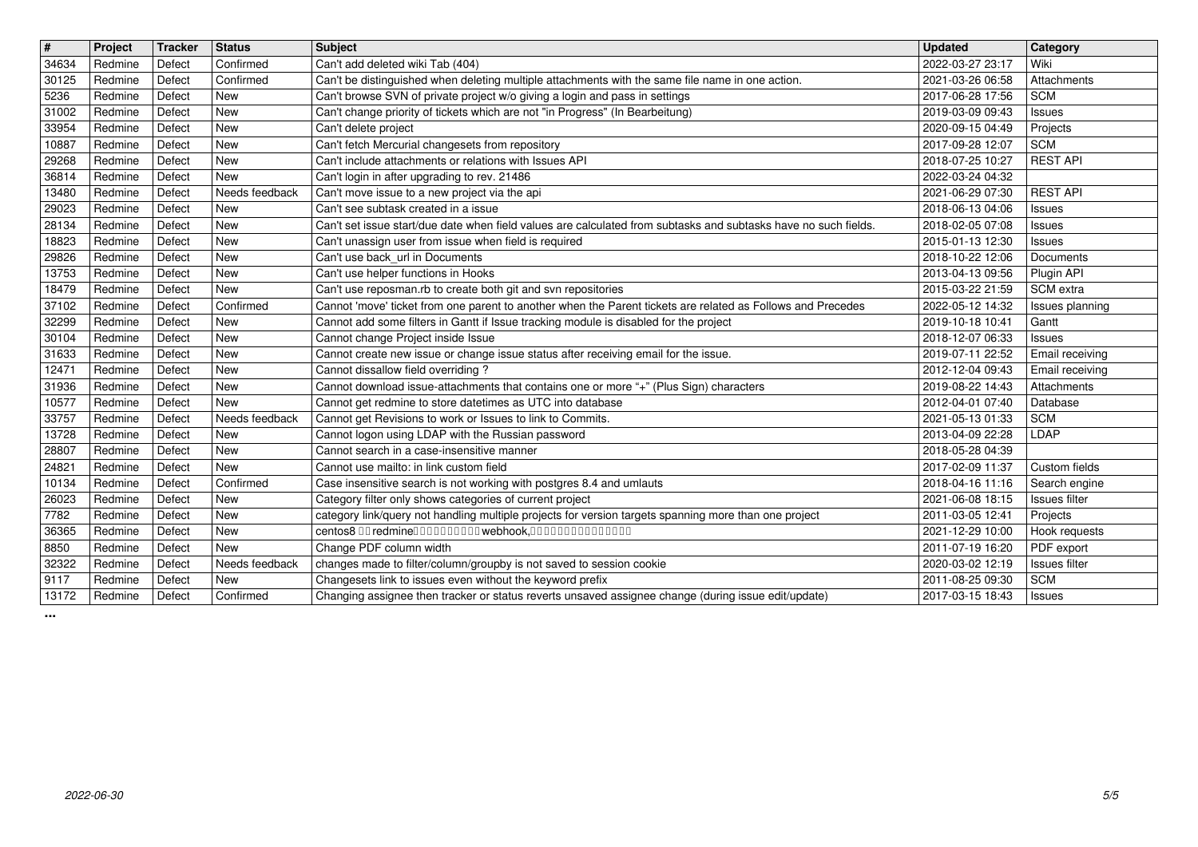| # | Project | Tracker | Status | Subject | Updated | Category |
|---|---|---|---|---|---|---|
| 34634 | Redmine | Defect | Confirmed | Can't add deleted wiki Tab (404) | 2022-03-27 23:17 | Wiki |
| 30125 | Redmine | Defect | Confirmed | Can't be distinguished when deleting multiple attachments with the same file name in one action. | 2021-03-26 06:58 | Attachments |
| 5236 | Redmine | Defect | New | Can't browse SVN of private project w/o giving a login and pass in settings | 2017-06-28 17:56 | SCM |
| 31002 | Redmine | Defect | New | Can't change priority of tickets which are not "in Progress" (In Bearbeitung) | 2019-03-09 09:43 | Issues |
| 33954 | Redmine | Defect | New | Can't delete project | 2020-09-15 04:49 | Projects |
| 10887 | Redmine | Defect | New | Can't fetch Mercurial changesets from repository | 2017-09-28 12:07 | SCM |
| 29268 | Redmine | Defect | New | Can't include attachments or relations with Issues API | 2018-07-25 10:27 | REST API |
| 36814 | Redmine | Defect | New | Can't login in after upgrading to rev. 21486 | 2022-03-24 04:32 | |
| 13480 | Redmine | Defect | Needs feedback | Can't move issue to a new project via the api | 2021-06-29 07:30 | REST API |
| 29023 | Redmine | Defect | New | Can't see subtask created in a issue | 2018-06-13 04:06 | Issues |
| 28134 | Redmine | Defect | New | Can't set issue start/due date when field values are calculated from subtasks and subtasks have no such fields. | 2018-02-05 07:08 | Issues |
| 18823 | Redmine | Defect | New | Can't unassign user from issue when field is required | 2015-01-13 12:30 | Issues |
| 29826 | Redmine | Defect | New | Can't use back_url in Documents | 2018-10-22 12:06 | Documents |
| 13753 | Redmine | Defect | New | Can't use helper functions in Hooks | 2013-04-13 09:56 | Plugin API |
| 18479 | Redmine | Defect | New | Can't use reposman.rb to create both git and svn repositories | 2015-03-22 21:59 | SCM extra |
| 37102 | Redmine | Defect | Confirmed | Cannot 'move' ticket from one parent to another when the Parent tickets are related as Follows and Precedes | 2022-05-12 14:32 | Issues planning |
| 32299 | Redmine | Defect | New | Cannot add some filters in Gantt if Issue tracking module is disabled for the project | 2019-10-18 10:41 | Gantt |
| 30104 | Redmine | Defect | New | Cannot change Project inside Issue | 2018-12-07 06:33 | Issues |
| 31633 | Redmine | Defect | New | Cannot create new issue or change issue status after receiving email for the issue. | 2019-07-11 22:52 | Email receiving |
| 12471 | Redmine | Defect | New | Cannot dissallow field overriding ? | 2012-12-04 09:43 | Email receiving |
| 31936 | Redmine | Defect | New | Cannot download issue-attachments that contains one or more "+" (Plus Sign) characters | 2019-08-22 14:43 | Attachments |
| 10577 | Redmine | Defect | New | Cannot get redmine to store datetimes as UTC into database | 2012-04-01 07:40 | Database |
| 33757 | Redmine | Defect | Needs feedback | Cannot get Revisions to work or Issues to link to Commits. | 2021-05-13 01:33 | SCM |
| 13728 | Redmine | Defect | New | Cannot logon using LDAP with the Russian password | 2013-04-09 22:28 | LDAP |
| 28807 | Redmine | Defect | New | Cannot search in a case-insensitive manner | 2018-05-28 04:39 | |
| 24821 | Redmine | Defect | New | Cannot use mailto: in link custom field | 2017-02-09 11:37 | Custom fields |
| 10134 | Redmine | Defect | Confirmed | Case insensitive search is not working with postgres 8.4 and umlauts | 2018-04-16 11:16 | Search engine |
| 26023 | Redmine | Defect | New | Category filter only shows categories of current project | 2021-06-08 18:15 | Issues filter |
| 7782 | Redmine | Defect | New | category link/query not handling multiple projects for version targets spanning more than one project | 2011-03-05 12:41 | Projects |
| 36365 | Redmine | Defect | New | centos8 □□redmine□□□□□□□□□□webhook,□□□□□□□□□□□□□□□ | 2021-12-29 10:00 | Hook requests |
| 8850 | Redmine | Defect | New | Change PDF column width | 2011-07-19 16:20 | PDF export |
| 32322 | Redmine | Defect | Needs feedback | changes made to filter/column/groupby is not saved to session cookie | 2020-03-02 12:19 | Issues filter |
| 9117 | Redmine | Defect | New | Changesets link to issues even without the keyword prefix | 2011-08-25 09:30 | SCM |
| 13172 | Redmine | Defect | Confirmed | Changing assignee then tracker or status reverts unsaved assignee change (during issue edit/update) | 2017-03-15 18:43 | Issues |

...